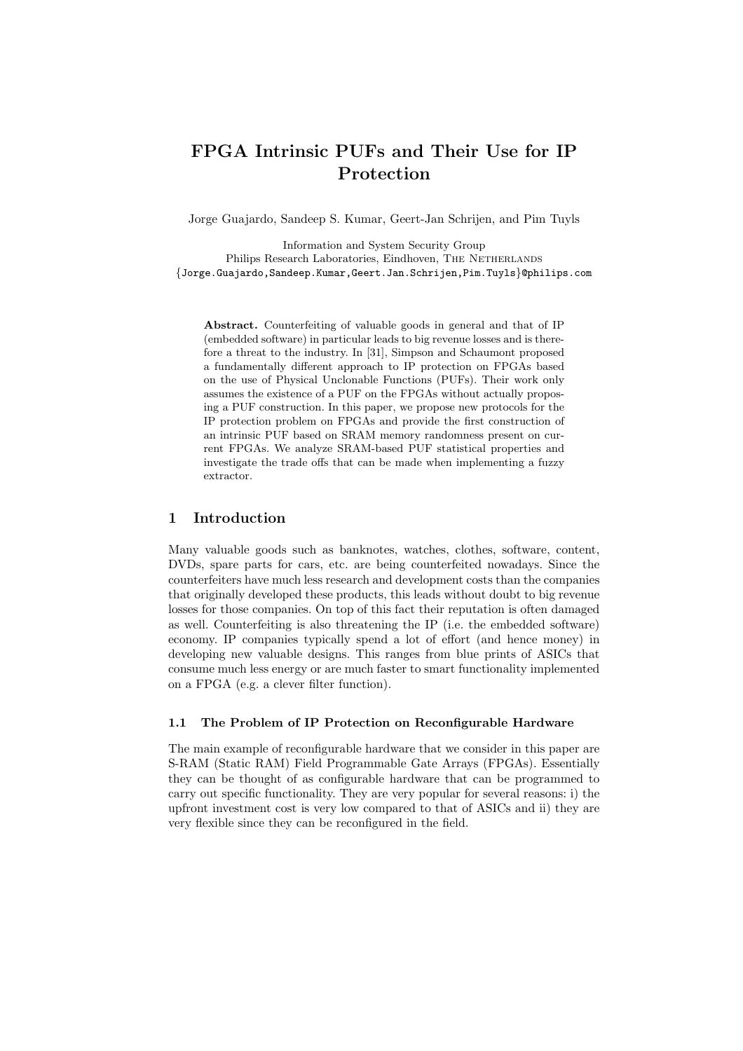# FPGA Intrinsic PUFs and Their Use for IP Protection

Jorge Guajardo, Sandeep S. Kumar, Geert-Jan Schrijen, and Pim Tuyls

Information and System Security Group
Philips Research Laboratories, Eindhoven, The Netherlands
{Jorge.Guajardo,Sandeep.Kumar,Geert.Jan.Schrijen,Pim.Tuyls}@philips.com

**Abstract.** Counterfeiting of valuable goods in general and that of IP (embedded software) in particular leads to big revenue losses and is therefore a threat to the industry. In [31], Simpson and Schaumont proposed a fundamentally different approach to IP protection on FPGAs based on the use of Physical Unclonable Functions (PUFs). Their work only assumes the existence of a PUF on the FPGAs without actually proposing a PUF construction. In this paper, we propose new protocols for the IP protection problem on FPGAs and provide the first construction of an intrinsic PUF based on SRAM memory randomness present on current FPGAs. We analyze SRAM-based PUF statistical properties and investigate the trade offs that can be made when implementing a fuzzy extractor.

## 1 Introduction

Many valuable goods such as banknotes, watches, clothes, software, content, DVDs, spare parts for cars, etc. are being counterfeited nowadays. Since the counterfeiters have much less research and development costs than the companies that originally developed these products, this leads without doubt to big revenue losses for those companies. On top of this fact their reputation is often damaged as well. Counterfeiting is also threatening the IP (i.e. the embedded software) economy. IP companies typically spend a lot of effort (and hence money) in developing new valuable designs. This ranges from blue prints of ASICs that consume much less energy or are much faster to smart functionality implemented on a FPGA (e.g. a clever filter function).

### 1.1 The Problem of IP Protection on Reconfigurable Hardware

The main example of reconfigurable hardware that we consider in this paper are S-RAM (Static RAM) Field Programmable Gate Arrays (FPGAs). Essentially they can be thought of as configurable hardware that can be programmed to carry out specific functionality. They are very popular for several reasons: i) the upfront investment cost is very low compared to that of ASICs and ii) they are very flexible since they can be reconfigured in the field.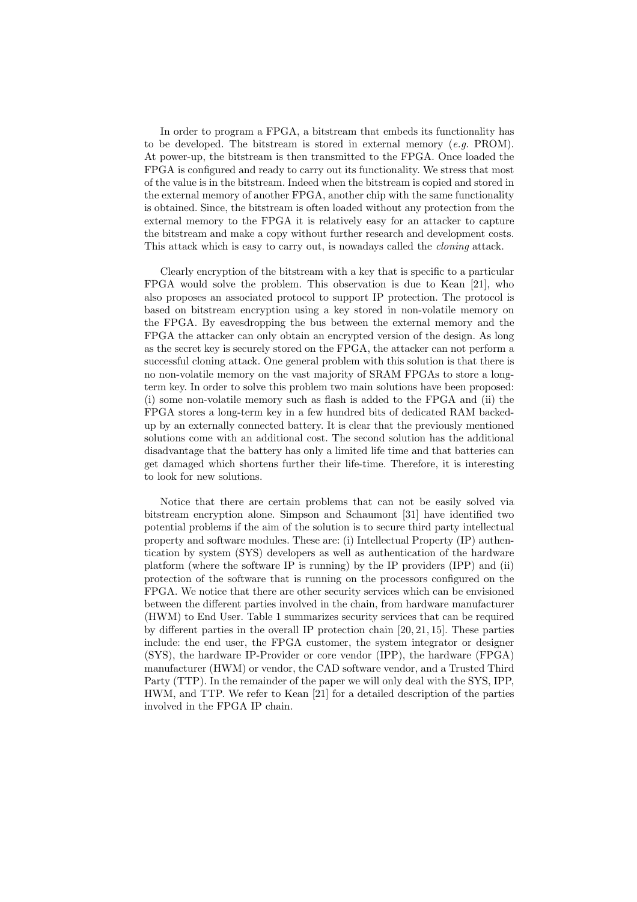In order to program a FPGA, a bitstream that embeds its functionality has to be developed. The bitstream is stored in external memory (*e.g.* PROM). At power-up, the bitstream is then transmitted to the FPGA. Once loaded the FPGA is configured and ready to carry out its functionality. We stress that most of the value is in the bitstream. Indeed when the bitstream is copied and stored in the external memory of another FPGA, another chip with the same functionality is obtained. Since, the bitstream is often loaded without any protection from the external memory to the FPGA it is relatively easy for an attacker to capture the bitstream and make a copy without further research and development costs. This attack which is easy to carry out, is nowadays called the *cloning* attack.

Clearly encryption of the bitstream with a key that is specific to a particular FPGA would solve the problem. This observation is due to Kean [21], who also proposes an associated protocol to support IP protection. The protocol is based on bitstream encryption using a key stored in non-volatile memory on the FPGA. By eavesdropping the bus between the external memory and the FPGA the attacker can only obtain an encrypted version of the design. As long as the secret key is securely stored on the FPGA, the attacker can not perform a successful cloning attack. One general problem with this solution is that there is no non-volatile memory on the vast majority of SRAM FPGAs to store a long-term key. In order to solve this problem two main solutions have been proposed: (i) some non-volatile memory such as flash is added to the FPGA and (ii) the FPGA stores a long-term key in a few hundred bits of dedicated RAM backed-up by an externally connected battery. It is clear that the previously mentioned solutions come with an additional cost. The second solution has the additional disadvantage that the battery has only a limited life time and that batteries can get damaged which shortens further their life-time. Therefore, it is interesting to look for new solutions.

Notice that there are certain problems that can not be easily solved via bitstream encryption alone. Simpson and Schaumont [31] have identified two potential problems if the aim of the solution is to secure third party intellectual property and software modules. These are: (i) Intellectual Property (IP) authentication by system (SYS) developers as well as authentication of the hardware platform (where the software IP is running) by the IP providers (IPP) and (ii) protection of the software that is running on the processors configured on the FPGA. We notice that there are other security services which can be envisioned between the different parties involved in the chain, from hardware manufacturer (HWM) to End User. Table 1 summarizes security services that can be required by different parties in the overall IP protection chain [20, 21, 15]. These parties include: the end user, the FPGA customer, the system integrator or designer (SYS), the hardware IP-Provider or core vendor (IPP), the hardware (FPGA) manufacturer (HWM) or vendor, the CAD software vendor, and a Trusted Third Party (TTP). In the remainder of the paper we will only deal with the SYS, IPP, HWM, and TTP. We refer to Kean [21] for a detailed description of the parties involved in the FPGA IP chain.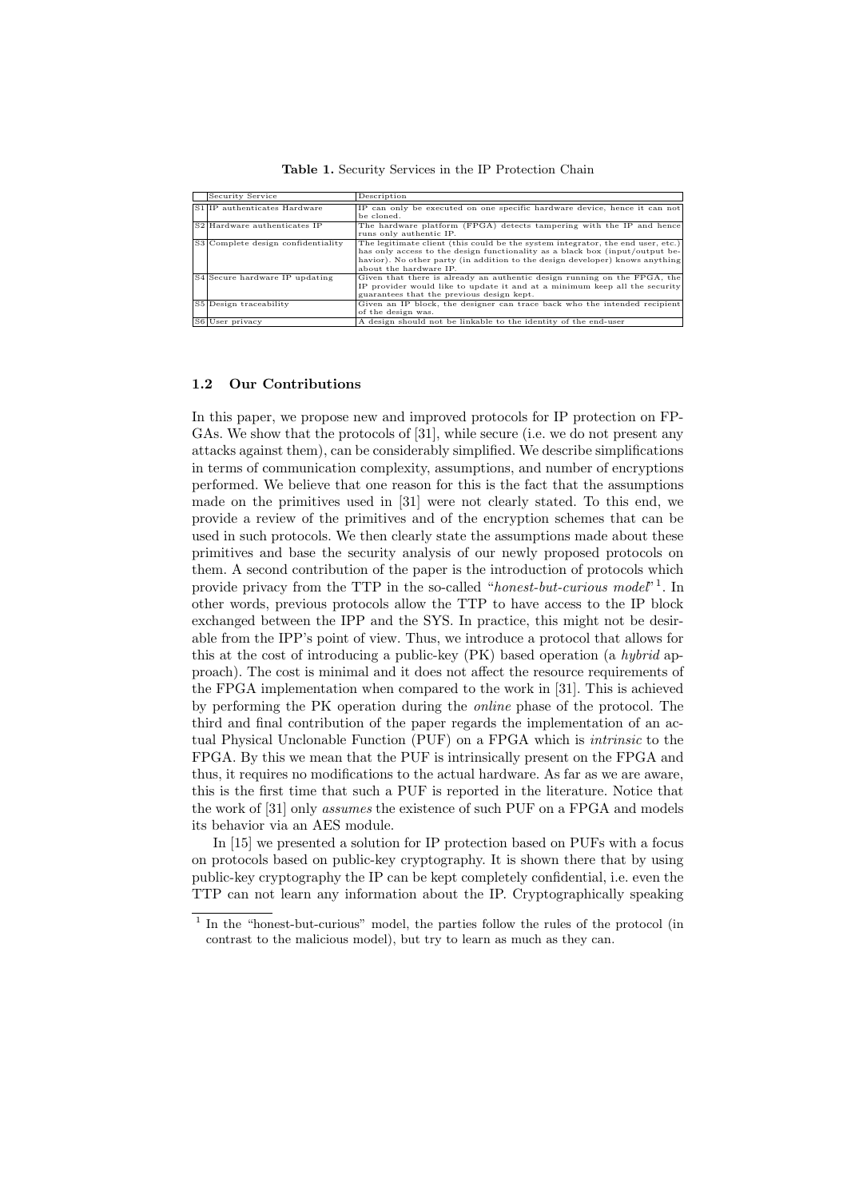**Table 1.** Security Services in the IP Protection Chain

| | Security Service | Description |
|---|---|---|
| S1 | IP authenticates Hardware | IP can only be executed on one specific hardware device, hence it can not be cloned. |
| S2 | Hardware authenticates IP | The hardware platform (FPGA) detects tampering with the IP and hence runs only authentic IP. |
| S3 | Complete design confidentiality | The legitimate client (this could be the system integrator, the end user, etc.) has only access to the design functionality as a black box (input/output behavior). No other party (in addition to the design developer) knows anything about the hardware IP. |
| S4 | Secure hardware IP updating | Given that there is already an authentic design running on the FPGA, the IP provider would like to update it and at a minimum keep all the security guarantees that the previous design kept. |
| S5 | Design traceability | Given an IP block, the designer can trace back who the intended recipient of the design was. |
| S6 | User privacy | A design should not be linkable to the identity of the end-user |

### 1.2 Our Contributions

In this paper, we propose new and improved protocols for IP protection on FPGAs. We show that the protocols of [31], while secure (i.e. we do not present any attacks against them), can be considerably simplified. We describe simplifications in terms of communication complexity, assumptions, and number of encryptions performed. We believe that one reason for this is the fact that the assumptions made on the primitives used in [31] were not clearly stated. To this end, we provide a review of the primitives and of the encryption schemes that can be used in such protocols. We then clearly state the assumptions made about these primitives and base the security analysis of our newly proposed protocols on them. A second contribution of the paper is the introduction of protocols which provide privacy from the TTP in the so-called "*honest-but-curious model*"[1]. In other words, previous protocols allow the TTP to have access to the IP block exchanged between the IPP and the SYS. In practice, this might not be desirable from the IPP's point of view. Thus, we introduce a protocol that allows for this at the cost of introducing a public-key (PK) based operation (a *hybrid* approach). The cost is minimal and it does not affect the resource requirements of the FPGA implementation when compared to the work in [31]. This is achieved by performing the PK operation during the *online* phase of the protocol. The third and final contribution of the paper regards the implementation of an actual Physical Unclonable Function (PUF) on a FPGA which is *intrinsic* to the FPGA. By this we mean that the PUF is intrinsically present on the FPGA and thus, it requires no modifications to the actual hardware. As far as we are aware, this is the first time that such a PUF is reported in the literature. Notice that the work of [31] only *assumes* the existence of such PUF on a FPGA and models its behavior via an AES module.

In [15] we presented a solution for IP protection based on PUFs with a focus on protocols based on public-key cryptography. It is shown there that by using public-key cryptography the IP can be kept completely confidential, i.e. even the TTP can not learn any information about the IP. Cryptographically speaking

[1] In the "honest-but-curious" model, the parties follow the rules of the protocol (in contrast to the malicious model), but try to learn as much as they can.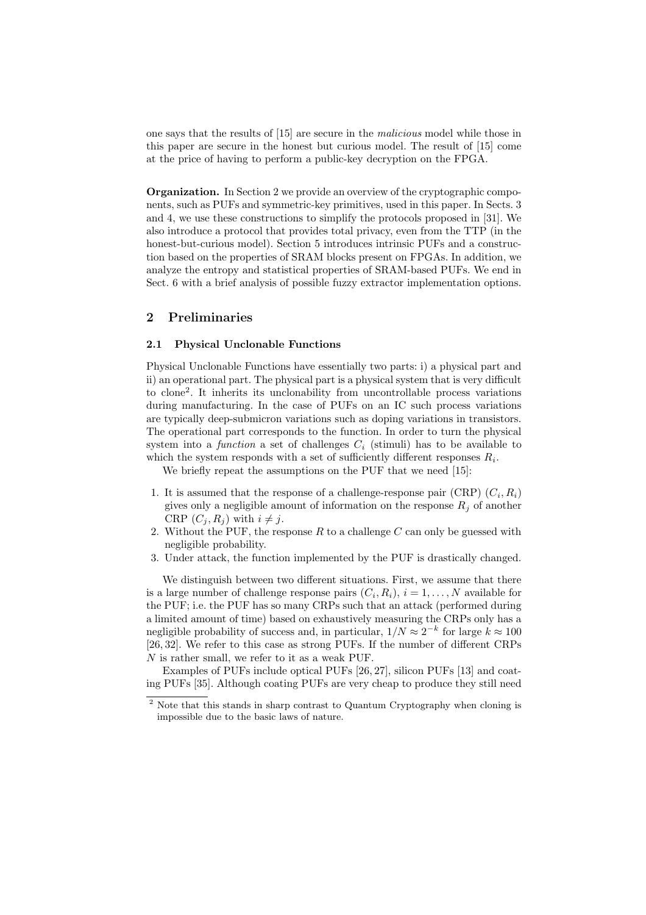one says that the results of [15] are secure in the *malicious* model while those in this paper are secure in the honest but curious model. The result of [15] come at the price of having to perform a public-key decryption on the FPGA.

**Organization.** In Section 2 we provide an overview of the cryptographic components, such as PUFs and symmetric-key primitives, used in this paper. In Sects. 3 and 4, we use these constructions to simplify the protocols proposed in [31]. We also introduce a protocol that provides total privacy, even from the TTP (in the honest-but-curious model). Section 5 introduces intrinsic PUFs and a construction based on the properties of SRAM blocks present on FPGAs. In addition, we analyze the entropy and statistical properties of SRAM-based PUFs. We end in Sect. 6 with a brief analysis of possible fuzzy extractor implementation options.

## 2 Preliminaries

### 2.1 Physical Unclonable Functions

Physical Unclonable Functions have essentially two parts: i) a physical part and ii) an operational part. The physical part is a physical system that is very difficult to clone[2]. It inherits its unclonability from uncontrollable process variations during manufacturing. In the case of PUFs on an IC such process variations are typically deep-submicron variations such as doping variations in transistors. The operational part corresponds to the function. In order to turn the physical system into a *function* a set of challenges $C_i$ (stimuli) has to be available to which the system responds with a set of sufficiently different responses $R_i$.

We briefly repeat the assumptions on the PUF that we need [15]:

1. It is assumed that the response of a challenge-response pair (CRP) $(C_i, R_i)$ gives only a negligible amount of information on the response $R_j$ of another CRP $(C_j, R_j)$ with $i \neq j$.
2. Without the PUF, the response $R$ to a challenge $C$ can only be guessed with negligible probability.
3. Under attack, the function implemented by the PUF is drastically changed.

We distinguish between two different situations. First, we assume that there is a large number of challenge response pairs $(C_i, R_i)$, $i = 1, \ldots, N$ available for the PUF; i.e. the PUF has so many CRPs such that an attack (performed during a limited amount of time) based on exhaustively measuring the CRPs only has a negligible probability of success and, in particular, $1/N \approx 2^{-k}$ for large $k \approx 100$ [26, 32]. We refer to this case as strong PUFs. If the number of different CRPs $N$ is rather small, we refer to it as a weak PUF.

Examples of PUFs include optical PUFs [26, 27], silicon PUFs [13] and coating PUFs [35]. Although coating PUFs are very cheap to produce they still need

[2] Note that this stands in sharp contrast to Quantum Cryptography when cloning is impossible due to the basic laws of nature.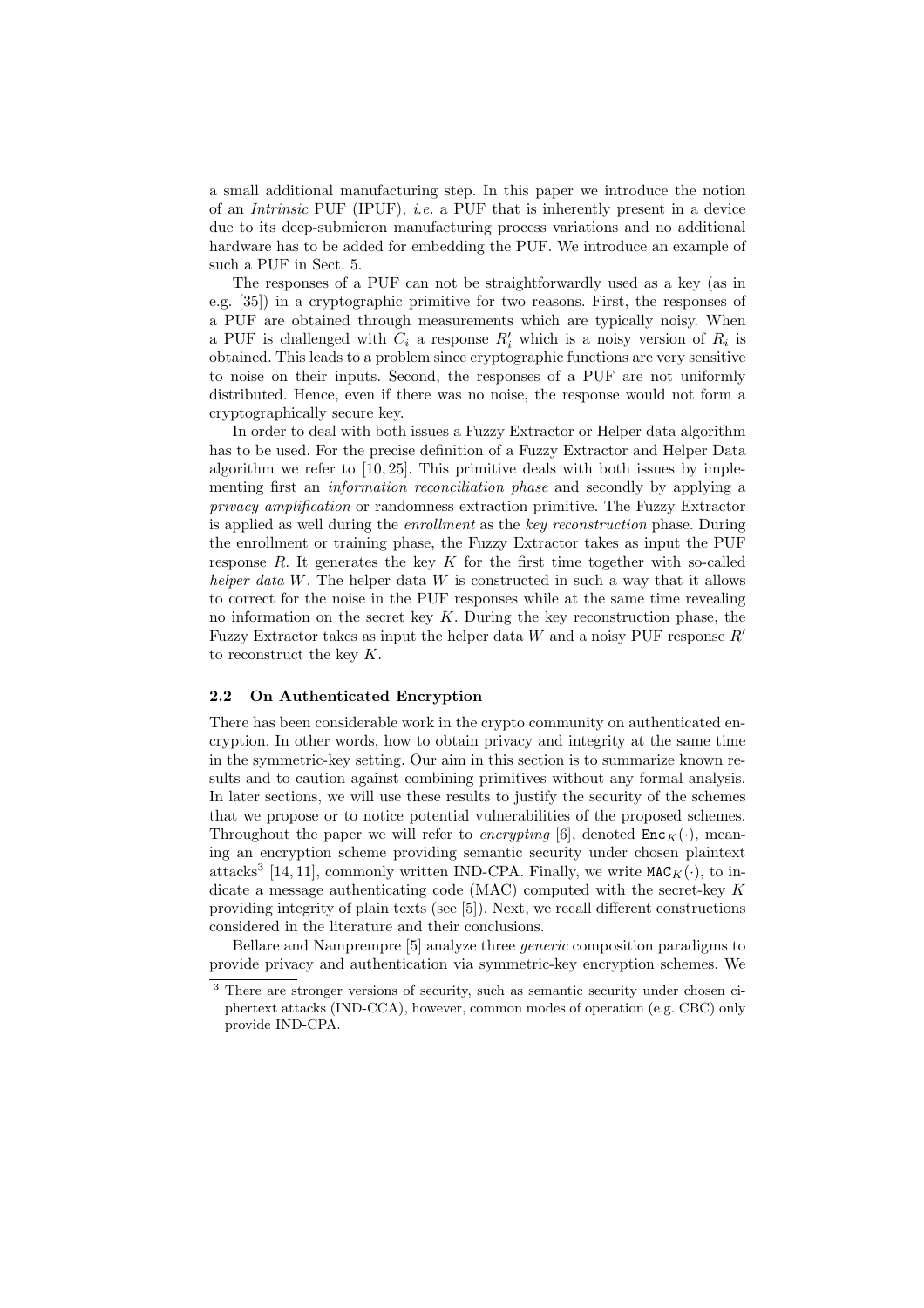a small additional manufacturing step. In this paper we introduce the notion of an *Intrinsic* PUF (IPUF), *i.e.* a PUF that is inherently present in a device due to its deep-submicron manufacturing process variations and no additional hardware has to be added for embedding the PUF. We introduce an example of such a PUF in Sect. 5.

The responses of a PUF can not be straightforwardly used as a key (as in e.g. [35]) in a cryptographic primitive for two reasons. First, the responses of a PUF are obtained through measurements which are typically noisy. When a PUF is challenged with $C_i$ a response $R_i'$ which is a noisy version of $R_i$ is obtained. This leads to a problem since cryptographic functions are very sensitive to noise on their inputs. Second, the responses of a PUF are not uniformly distributed. Hence, even if there was no noise, the response would not form a cryptographically secure key.

In order to deal with both issues a Fuzzy Extractor or Helper data algorithm has to be used. For the precise definition of a Fuzzy Extractor and Helper Data algorithm we refer to [10, 25]. This primitive deals with both issues by implementing first an *information reconciliation phase* and secondly by applying a *privacy amplification* or randomness extraction primitive. The Fuzzy Extractor is applied as well during the *enrollment* as the *key reconstruction* phase. During the enrollment or training phase, the Fuzzy Extractor takes as input the PUF response $R$. It generates the key $K$ for the first time together with so-called *helper data* $W$. The helper data $W$ is constructed in such a way that it allows to correct for the noise in the PUF responses while at the same time revealing no information on the secret key $K$. During the key reconstruction phase, the Fuzzy Extractor takes as input the helper data $W$ and a noisy PUF response $R'$ to reconstruct the key $K$.

### 2.2 On Authenticated Encryption

There has been considerable work in the crypto community on authenticated encryption. In other words, how to obtain privacy and integrity at the same time in the symmetric-key setting. Our aim in this section is to summarize known results and to caution against combining primitives without any formal analysis. In later sections, we will use these results to justify the security of the schemes that we propose or to notice potential vulnerabilities of the proposed schemes. Throughout the paper we will refer to *encrypting* [6], denoted $\mathtt{Enc}_K(\cdot)$, meaning an encryption scheme providing semantic security under chosen plaintext attacks[3] [14, 11], commonly written IND-CPA. Finally, we write $\mathtt{MAC}_K(\cdot)$, to indicate a message authenticating code (MAC) computed with the secret-key $K$ providing integrity of plain texts (see [5]). Next, we recall different constructions considered in the literature and their conclusions.

Bellare and Namprempre [5] analyze three *generic* composition paradigms to provide privacy and authentication via symmetric-key encryption schemes. We

[3] There are stronger versions of security, such as semantic security under chosen ciphertext attacks (IND-CCA), however, common modes of operation (e.g. CBC) only provide IND-CPA.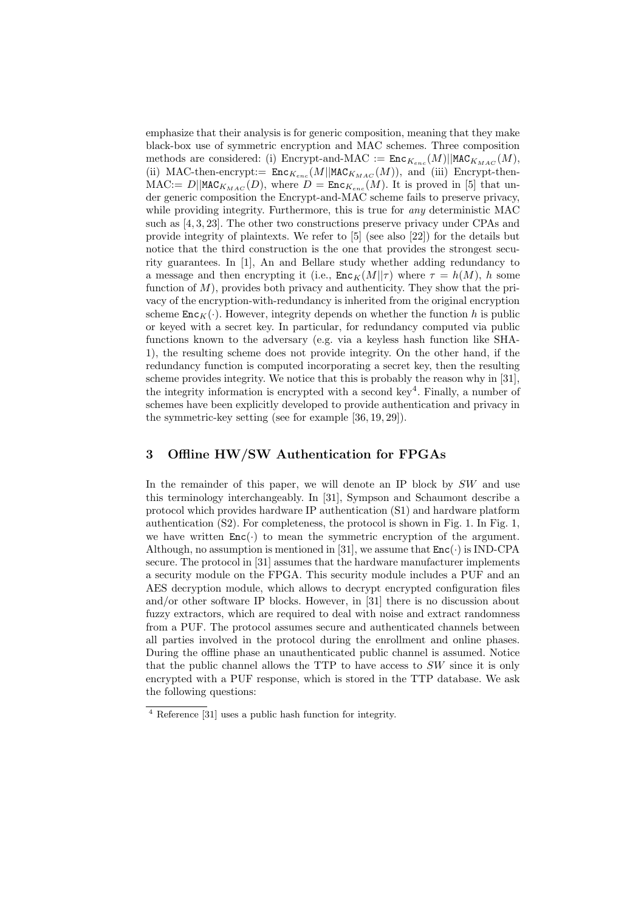emphasize that their analysis is for generic composition, meaning that they make black-box use of symmetric encryption and MAC schemes. Three composition methods are considered: (i) Encrypt-and-MAC := $\mathtt{Enc}_{K_{enc}}(M)||\mathtt{MAC}_{K_{MAC}}(M)$, (ii) MAC-then-encrypt:= $\mathtt{Enc}_{K_{enc}}(M||\mathtt{MAC}_{K_{MAC}}(M))$, and (iii) Encrypt-then-MAC:= $D||\mathtt{MAC}_{K_{MAC}}(D)$, where $D = \mathtt{Enc}_{K_{enc}}(M)$. It is proved in [5] that under generic composition the Encrypt-and-MAC scheme fails to preserve privacy, while providing integrity. Furthermore, this is true for *any* deterministic MAC such as [4, 3, 23]. The other two constructions preserve privacy under CPAs and provide integrity of plaintexts. We refer to [5] (see also [22]) for the details but notice that the third construction is the one that provides the strongest security guarantees. In [1], An and Bellare study whether adding redundancy to a message and then encrypting it (i.e., $\mathtt{Enc}_K(M||\tau)$ where $\tau = h(M)$, $h$ some function of $M$), provides both privacy and authenticity. They show that the privacy of the encryption-with-redundancy is inherited from the original encryption scheme $\mathtt{Enc}_K(\cdot)$. However, integrity depends on whether the function $h$ is public or keyed with a secret key. In particular, for redundancy computed via public functions known to the adversary (e.g. via a keyless hash function like SHA-1), the resulting scheme does not provide integrity. On the other hand, if the redundancy function is computed incorporating a secret key, then the resulting scheme provides integrity. We notice that this is probably the reason why in [31], the integrity information is encrypted with a second key[4]. Finally, a number of schemes have been explicitly developed to provide authentication and privacy in the symmetric-key setting (see for example [36, 19, 29]).

## 3 Offline HW/SW Authentication for FPGAs

In the remainder of this paper, we will denote an IP block by *SW* and use this terminology interchangeably. In [31], Sympson and Schaumont describe a protocol which provides hardware IP authentication (S1) and hardware platform authentication (S2). For completeness, the protocol is shown in Fig. 1. In Fig. 1, we have written $\mathtt{Enc}(\cdot)$ to mean the symmetric encryption of the argument. Although, no assumption is mentioned in [31], we assume that $\mathtt{Enc}(\cdot)$ is IND-CPA secure. The protocol in [31] assumes that the hardware manufacturer implements a security module on the FPGA. This security module includes a PUF and an AES decryption module, which allows to decrypt encrypted configuration files and/or other software IP blocks. However, in [31] there is no discussion about fuzzy extractors, which are required to deal with noise and extract randomness from a PUF. The protocol assumes secure and authenticated channels between all parties involved in the protocol during the enrollment and online phases. During the offline phase an unauthenticated public channel is assumed. Notice that the public channel allows the TTP to have access to *SW* since it is only encrypted with a PUF response, which is stored in the TTP database. We ask the following questions:

[4] Reference [31] uses a public hash function for integrity.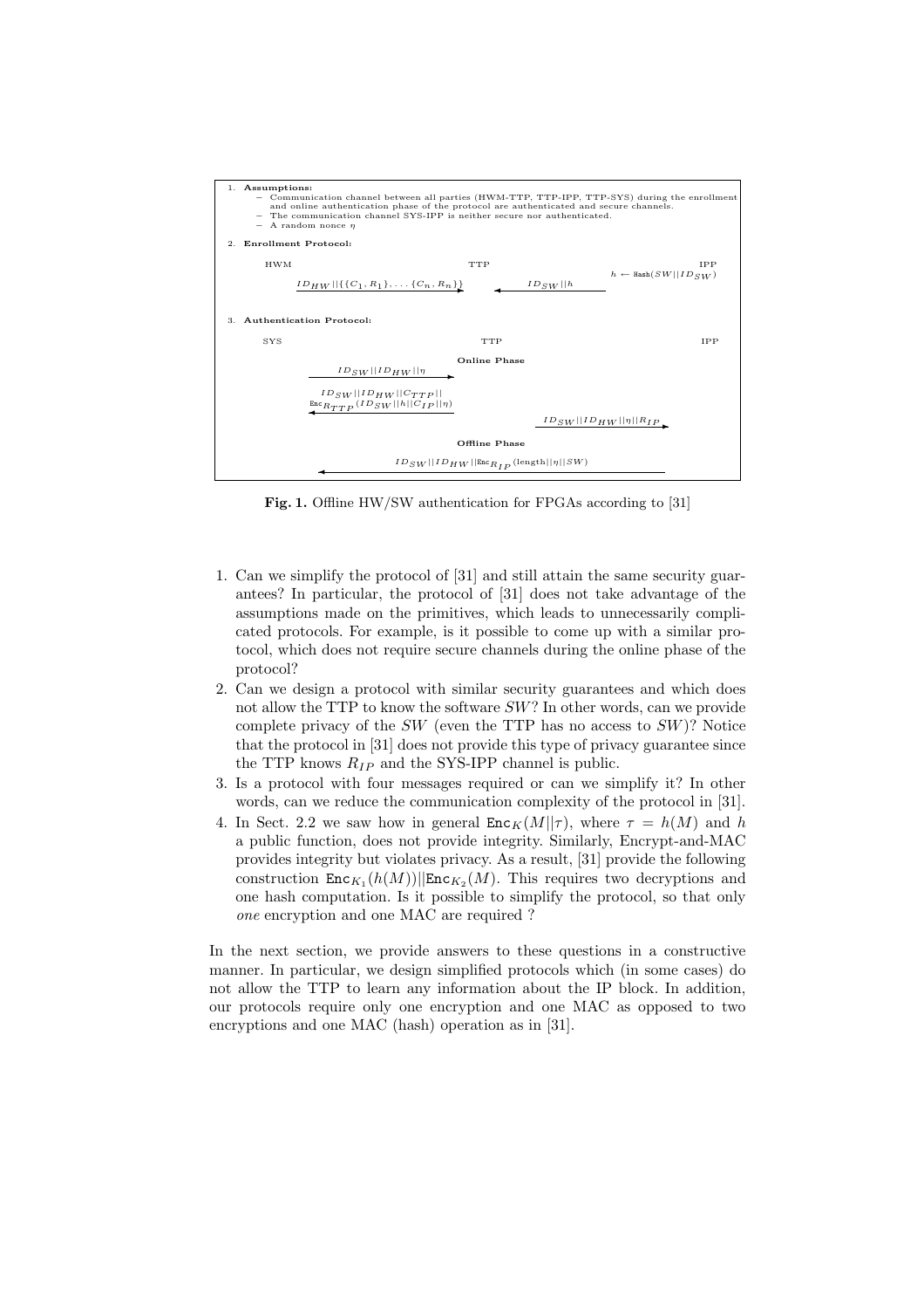1. **Assumptions:**
   - Communication channel between all parties (HWM-TTP, TTP-IPP, TTP-SYS) during the enrollment and online authentication phase of the protocol are authenticated and secure channels.
   - The communication channel SYS-IPP is neither secure nor authenticated.
   - A random nonce $\eta$

2. **Enrollment Protocol:**

   HWM → TTP: $ID_{HW}||\{\{C_1, R_1\}, \ldots \{C_n, R_n\}\}$

   IPP: $h \leftarrow \text{Hash}(SW||ID_{SW})$

   IPP → TTP: $ID_{SW}||h$

3. **Authentication Protocol:**

   SYS, TTP, IPP

   **Online Phase**

   SYS → TTP: $ID_{SW}||ID_{HW}||\eta$

   TTP → SYS: $ID_{SW}||ID_{HW}||C_{TTP}||$ $\text{Enc}_{R_{TTP}}(ID_{SW}||h||C_{IP}||\eta)$

   TTP → IPP: $ID_{SW}||ID_{HW}||\eta||R_{IP}$

   **Offline Phase**

   IPP → SYS: $ID_{SW}||ID_{HW}||\text{Enc}_{R_{IP}}(\text{length}||\eta||SW)$

**Fig. 1.** Offline HW/SW authentication for FPGAs according to [31]

1. Can we simplify the protocol of [31] and still attain the same security guarantees? In particular, the protocol of [31] does not take advantage of the assumptions made on the primitives, which leads to unnecessarily complicated protocols. For example, is it possible to come up with a similar protocol, which does not require secure channels during the online phase of the protocol?
2. Can we design a protocol with similar security guarantees and which does not allow the TTP to know the software $SW$? In other words, can we provide complete privacy of the $SW$ (even the TTP has no access to $SW$)? Notice that the protocol in [31] does not provide this type of privacy guarantee since the TTP knows $R_{IP}$ and the SYS-IPP channel is public.
3. Is a protocol with four messages required or can we simplify it? In other words, can we reduce the communication complexity of the protocol in [31].
4. In Sect. 2.2 we saw how in general $\text{Enc}_K(M||\tau)$, where $\tau = h(M)$ and $h$ a public function, does not provide integrity. Similarly, Encrypt-and-MAC provides integrity but violates privacy. As a result, [31] provide the following construction $\text{Enc}_{K_1}(h(M))||\text{Enc}_{K_2}(M)$. This requires two decryptions and one hash computation. Is it possible to simplify the protocol, so that only *one* encryption and one MAC are required ?

In the next section, we provide answers to these questions in a constructive manner. In particular, we design simplified protocols which (in some cases) do not allow the TTP to learn any information about the IP block. In addition, our protocols require only one encryption and one MAC as opposed to two encryptions and one MAC (hash) operation as in [31].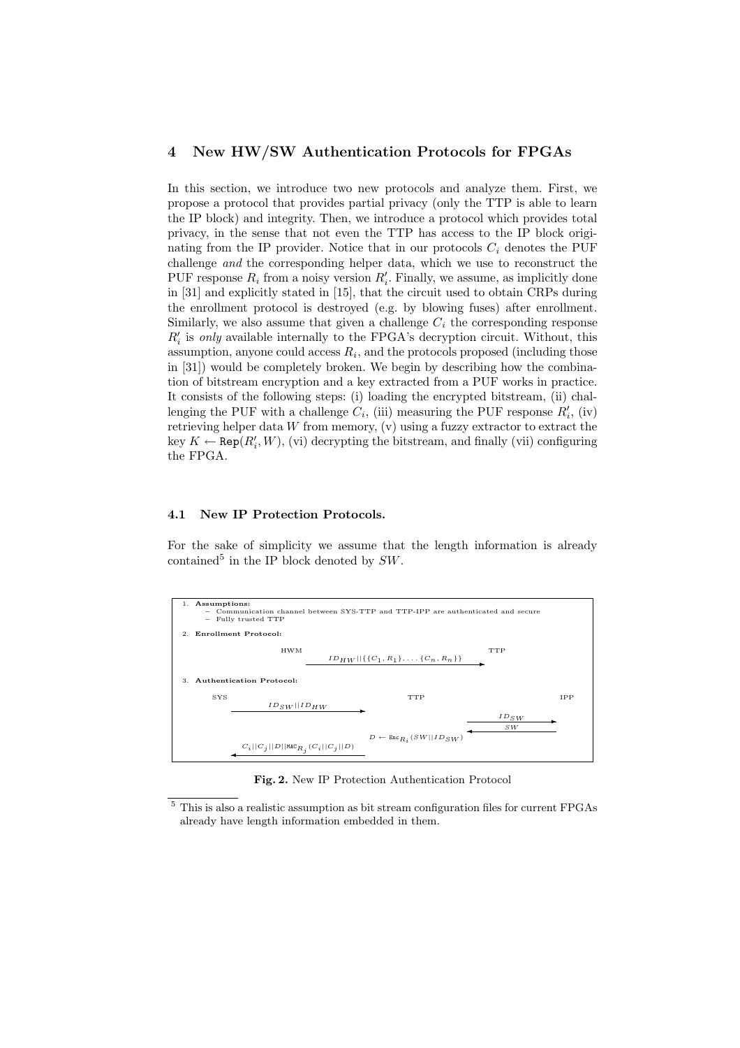## 4 New HW/SW Authentication Protocols for FPGAs

In this section, we introduce two new protocols and analyze them. First, we propose a protocol that provides partial privacy (only the TTP is able to learn the IP block) and integrity. Then, we introduce a protocol which provides total privacy, in the sense that not even the TTP has access to the IP block originating from the IP provider. Notice that in our protocols $C_i$ denotes the PUF challenge *and* the corresponding helper data, which we use to reconstruct the PUF response $R_i$ from a noisy version $R_i'$. Finally, we assume, as implicitly done in [31] and explicitly stated in [15], that the circuit used to obtain CRPs during the enrollment protocol is destroyed (e.g. by blowing fuses) after enrollment. Similarly, we also assume that given a challenge $C_i$ the corresponding response $R_i'$ is *only* available internally to the FPGA's decryption circuit. Without, this assumption, anyone could access $R_i$, and the protocols proposed (including those in [31]) would be completely broken. We begin by describing how the combination of bitstream encryption and a key extracted from a PUF works in practice. It consists of the following steps: (i) loading the encrypted bitstream, (ii) challenging the PUF with a challenge $C_i$, (iii) measuring the PUF response $R_i'$, (iv) retrieving helper data $W$ from memory, (v) using a fuzzy extractor to extract the key $K \leftarrow \mathtt{Rep}(R_i', W)$, (vi) decrypting the bitstream, and finally (vii) configuring the FPGA.

### 4.1 New IP Protection Protocols.

For the sake of simplicity we assume that the length information is already contained[5] in the IP block denoted by $SW$.

1. **Assumptions:**
   - Communication channel between SYS-TTP and TTP-IPP are authenticated and secure
   - Fully trusted TTP
2. **Enrollment Protocol:**

   HWM → TTP: $ID_{HW} || \{\{C_1, R_1\}, \ldots \{C_n, R_n\}\}$

3. **Authentication Protocol:**

   SYS → TTP: $ID_{SW} || ID_{HW}$

   TTP → IPP: $ID_{SW}$

   IPP → TTP: $SW$

   TTP: $D \leftarrow \mathtt{Enc}_{R_i}(SW || ID_{SW})$

   TTP → SYS: $C_i || C_j || D || \mathtt{MAC}_{R_j}(C_i || C_j || D)$

**Fig. 2.** New IP Protection Authentication Protocol

[5] This is also a realistic assumption as bit stream configuration files for current FPGAs already have length information embedded in them.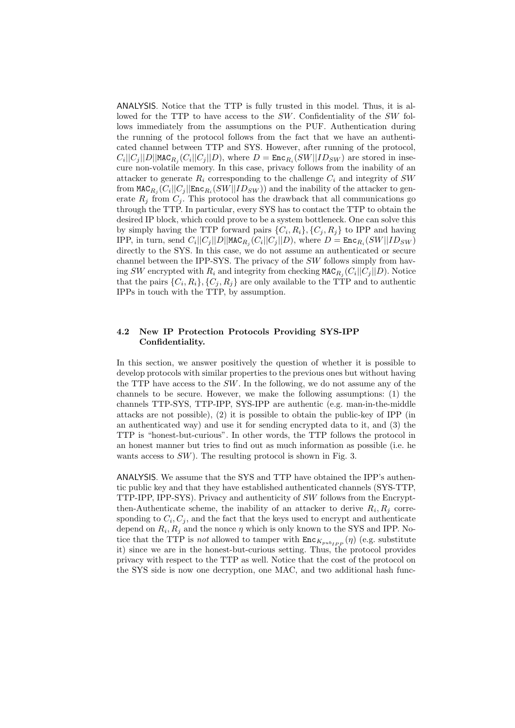ANALYSIS. Notice that the TTP is fully trusted in this model. Thus, it is allowed for the TTP to have access to the $SW$. Confidentiality of the $SW$ follows immediately from the assumptions on the PUF. Authentication during the running of the protocol follows from the fact that we have an authenticated channel between TTP and SYS. However, after running of the protocol, $C_i||C_j||D||\mathtt{MAC}_{R_j}(C_i||C_j||D)$, where $D = \mathtt{Enc}_{R_i}(SW||ID_{SW})$ are stored in insecure non-volatile memory. In this case, privacy follows from the inability of an attacker to generate $R_i$ corresponding to the challenge $C_i$ and integrity of $SW$ from $\mathtt{MAC}_{R_j}(C_i||C_j||\mathtt{Enc}_{R_i}(SW||ID_{SW}))$ and the inability of the attacker to generate $R_j$ from $C_j$. This protocol has the drawback that all communications go through the TTP. In particular, every SYS has to contact the TTP to obtain the desired IP block, which could prove to be a system bottleneck. One can solve this by simply having the TTP forward pairs $\{C_i, R_i\}, \{C_j, R_j\}$ to IPP and having IPP, in turn, send $C_i||C_j||D||\mathtt{MAC}_{R_j}(C_i||C_j||D)$, where $D = \mathtt{Enc}_{R_i}(SW||ID_{SW})$ directly to the SYS. In this case, we do not assume an authenticated or secure channel between the IPP-SYS. The privacy of the $SW$ follows simply from having $SW$ encrypted with $R_i$ and integrity from checking $\mathtt{MAC}_{R_j}(C_i||C_j||D)$. Notice that the pairs $\{C_i, R_i\}, \{C_j, R_j\}$ are only available to the TTP and to authentic IPPs in touch with the TTP, by assumption.

### 4.2 New IP Protection Protocols Providing SYS-IPP Confidentiality.

In this section, we answer positively the question of whether it is possible to develop protocols with similar properties to the previous ones but without having the TTP have access to the $SW$. In the following, we do not assume any of the channels to be secure. However, we make the following assumptions: (1) the channels TTP-SYS, TTP-IPP, SYS-IPP are authentic (e.g. man-in-the-middle attacks are not possible), (2) it is possible to obtain the public-key of IPP (in an authenticated way) and use it for sending encrypted data to it, and (3) the TTP is "honest-but-curious". In other words, the TTP follows the protocol in an honest manner but tries to find out as much information as possible (i.e. he wants access to $SW$). The resulting protocol is shown in Fig. 3.

ANALYSIS. We assume that the SYS and TTP have obtained the IPP's authentic public key and that they have established authenticated channels (SYS-TTP, TTP-IPP, IPP-SYS). Privacy and authenticity of $SW$ follows from the Encrypt-then-Authenticate scheme, the inability of an attacker to derive $R_i, R_j$ corresponding to $C_i, C_j$, and the fact that the keys used to encrypt and authenticate depend on $R_i, R_j$ and the nonce $\eta$ which is only known to the SYS and IPP. Notice that the TTP is *not* allowed to tamper with $\mathtt{Enc}_{K_{pub_{IPP}}}(\eta)$ (e.g. substitute it) since we are in the honest-but-curious setting. Thus, the protocol provides privacy with respect to the TTP as well. Notice that the cost of the protocol on the SYS side is now one decryption, one MAC, and two additional hash func-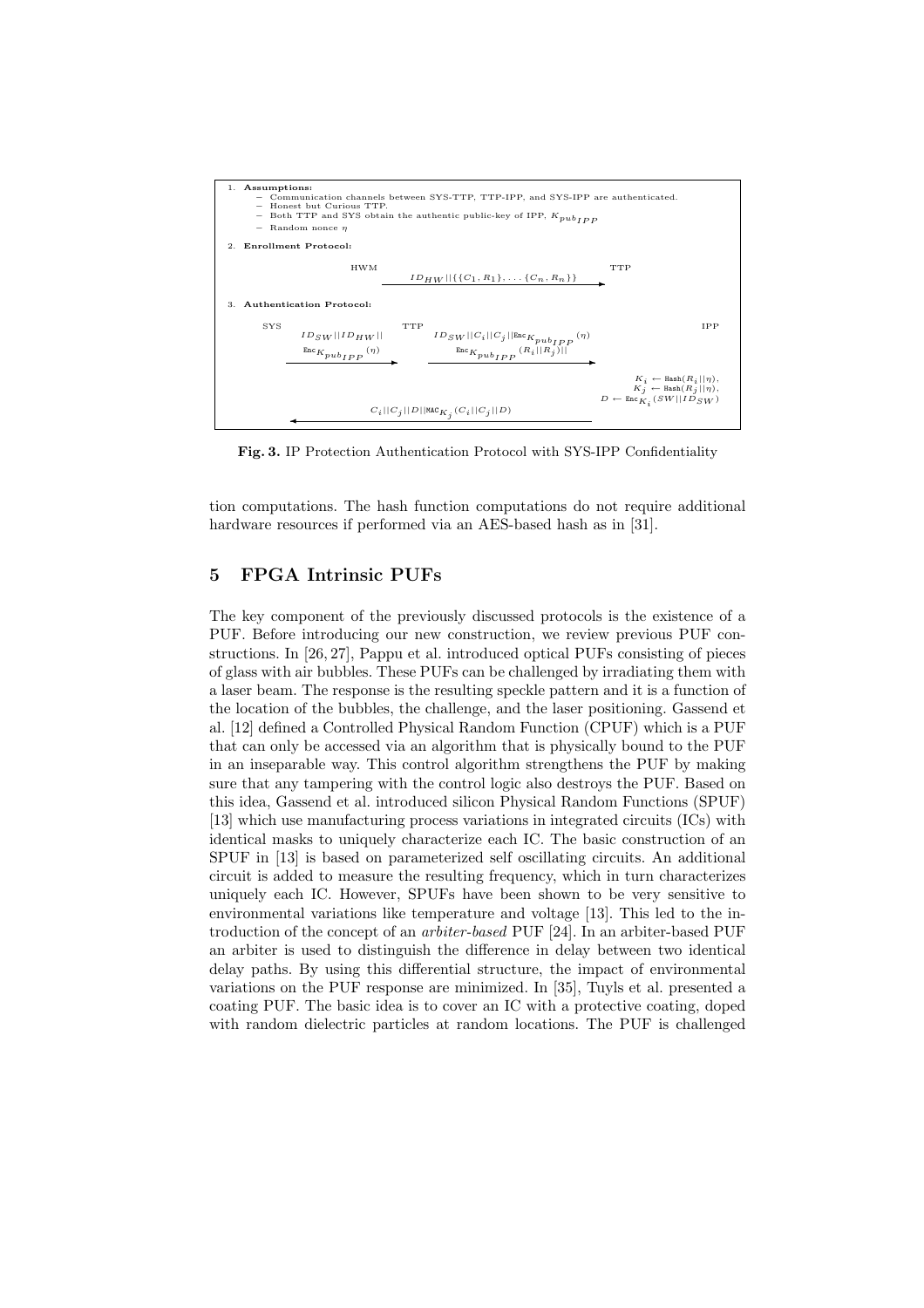1. **Assumptions:**
   - Communication channels between SYS-TTP, TTP-IPP, and SYS-IPP are authenticated.
   - Honest but Curious TTP.
   - Both TTP and SYS obtain the authentic public-key of IPP, $K_{pub_{IPP}}$
   - Random nonce $\eta$
2. **Enrollment Protocol:**

   HWM → TTP: $ID_{HW}||\{\{C_1, R_1\}, \ldots \{C_n, R_n\}\}$

3. **Authentication Protocol:**

   SYS → TTP: $ID_{SW}||ID_{HW}||$ $\text{Enc}_{K_{pub_{IPP}}}(\eta)$

   TTP → IPP: $ID_{SW}||C_i||C_j||\text{Enc}_{K_{pub_{IPP}}}(\eta)$ $\text{Enc}_{K_{pub_{IPP}}}(R_i||R_j)||$

   IPP: $K_i \leftarrow \text{Hash}(R_i||\eta)$, $K_j \leftarrow \text{Hash}(R_j||\eta)$, $D \leftarrow \text{Enc}_{K_i}(SW||ID_{SW})$

   IPP → SYS: $C_i||C_j||D||\text{MAC}_{K_j}(C_i||C_j||D)$

**Fig. 3.** IP Protection Authentication Protocol with SYS-IPP Confidentiality

tion computations. The hash function computations do not require additional hardware resources if performed via an AES-based hash as in [31].

## 5 FPGA Intrinsic PUFs

The key component of the previously discussed protocols is the existence of a PUF. Before introducing our new construction, we review previous PUF constructions. In [26, 27], Pappu et al. introduced optical PUFs consisting of pieces of glass with air bubbles. These PUFs can be challenged by irradiating them with a laser beam. The response is the resulting speckle pattern and it is a function of the location of the bubbles, the challenge, and the laser positioning. Gassend et al. [12] defined a Controlled Physical Random Function (CPUF) which is a PUF that can only be accessed via an algorithm that is physically bound to the PUF in an inseparable way. This control algorithm strengthens the PUF by making sure that any tampering with the control logic also destroys the PUF. Based on this idea, Gassend et al. introduced silicon Physical Random Functions (SPUF) [13] which use manufacturing process variations in integrated circuits (ICs) with identical masks to uniquely characterize each IC. The basic construction of an SPUF in [13] is based on parameterized self oscillating circuits. An additional circuit is added to measure the resulting frequency, which in turn characterizes uniquely each IC. However, SPUFs have been shown to be very sensitive to environmental variations like temperature and voltage [13]. This led to the introduction of the concept of an *arbiter-based* PUF [24]. In an arbiter-based PUF an arbiter is used to distinguish the difference in delay between two identical delay paths. By using this differential structure, the impact of environmental variations on the PUF response are minimized. In [35], Tuyls et al. presented a coating PUF. The basic idea is to cover an IC with a protective coating, doped with random dielectric particles at random locations. The PUF is challenged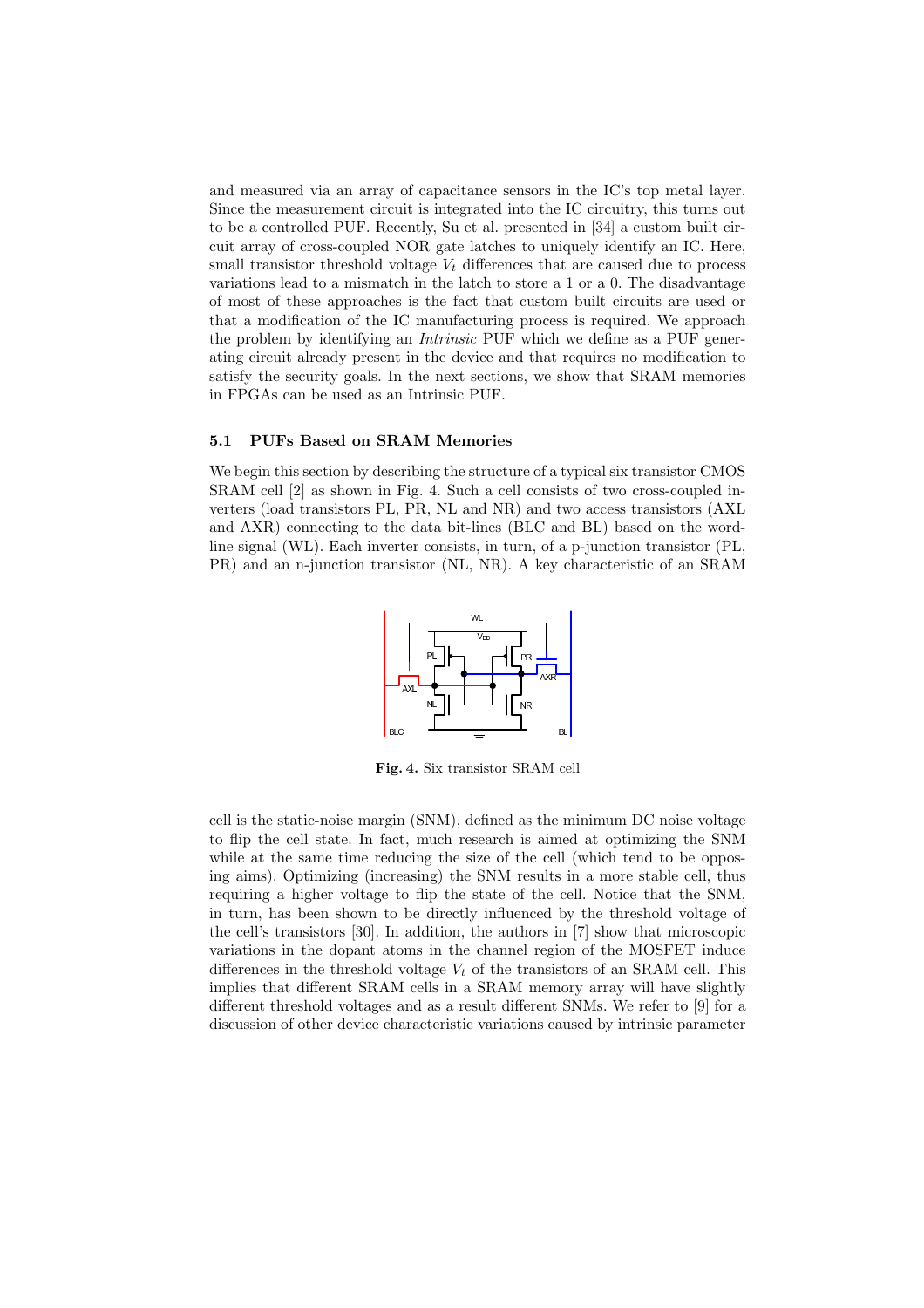and measured via an array of capacitance sensors in the IC's top metal layer. Since the measurement circuit is integrated into the IC circuitry, this turns out to be a controlled PUF. Recently, Su et al. presented in [34] a custom built circuit array of cross-coupled NOR gate latches to uniquely identify an IC. Here, small transistor threshold voltage $V_t$ differences that are caused due to process variations lead to a mismatch in the latch to store a 1 or a 0. The disadvantage of most of these approaches is the fact that custom built circuits are used or that a modification of the IC manufacturing process is required. We approach the problem by identifying an *Intrinsic* PUF which we define as a PUF generating circuit already present in the device and that requires no modification to satisfy the security goals. In the next sections, we show that SRAM memories in FPGAs can be used as an Intrinsic PUF.

### 5.1 PUFs Based on SRAM Memories

We begin this section by describing the structure of a typical six transistor CMOS SRAM cell [2] as shown in Fig. 4. Such a cell consists of two cross-coupled inverters (load transistors PL, PR, NL and NR) and two access transistors (AXL and AXR) connecting to the data bit-lines (BLC and BL) based on the word-line signal (WL). Each inverter consists, in turn, of a p-junction transistor (PL, PR) and an n-junction transistor (NL, NR). A key characteristic of an SRAM

**Fig. 4.** Six transistor SRAM cell

cell is the static-noise margin (SNM), defined as the minimum DC noise voltage to flip the cell state. In fact, much research is aimed at optimizing the SNM while at the same time reducing the size of the cell (which tend to be opposing aims). Optimizing (increasing) the SNM results in a more stable cell, thus requiring a higher voltage to flip the state of the cell. Notice that the SNM, in turn, has been shown to be directly influenced by the threshold voltage of the cell's transistors [30]. In addition, the authors in [7] show that microscopic variations in the dopant atoms in the channel region of the MOSFET induce differences in the threshold voltage $V_t$ of the transistors of an SRAM cell. This implies that different SRAM cells in a SRAM memory array will have slightly different threshold voltages and as a result different SNMs. We refer to [9] for a discussion of other device characteristic variations caused by intrinsic parameter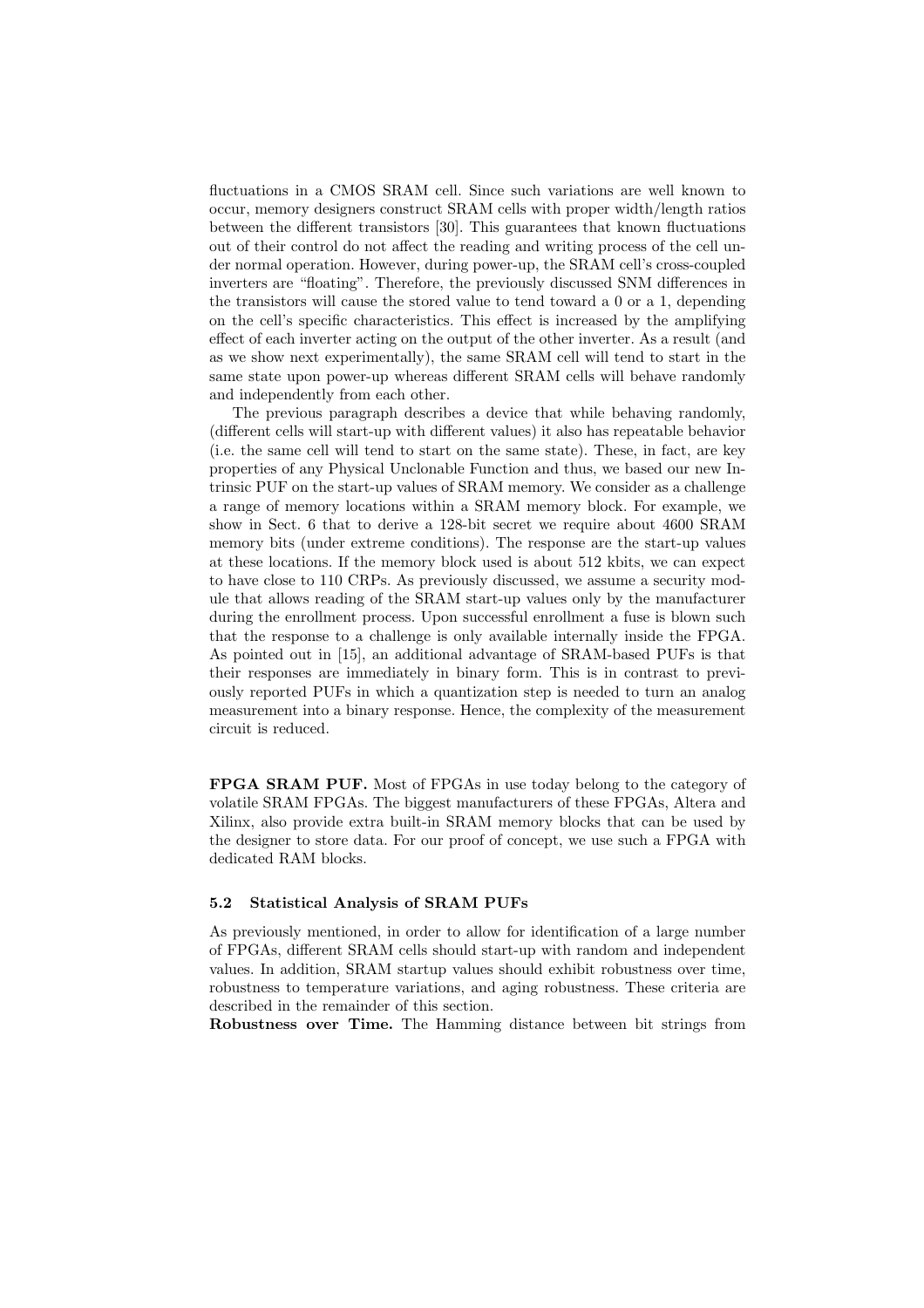fluctuations in a CMOS SRAM cell. Since such variations are well known to occur, memory designers construct SRAM cells with proper width/length ratios between the different transistors [30]. This guarantees that known fluctuations out of their control do not affect the reading and writing process of the cell under normal operation. However, during power-up, the SRAM cell's cross-coupled inverters are "floating". Therefore, the previously discussed SNM differences in the transistors will cause the stored value to tend toward a 0 or a 1, depending on the cell's specific characteristics. This effect is increased by the amplifying effect of each inverter acting on the output of the other inverter. As a result (and as we show next experimentally), the same SRAM cell will tend to start in the same state upon power-up whereas different SRAM cells will behave randomly and independently from each other.

The previous paragraph describes a device that while behaving randomly, (different cells will start-up with different values) it also has repeatable behavior (i.e. the same cell will tend to start on the same state). These, in fact, are key properties of any Physical Unclonable Function and thus, we based our new Intrinsic PUF on the start-up values of SRAM memory. We consider as a challenge a range of memory locations within a SRAM memory block. For example, we show in Sect. 6 that to derive a 128-bit secret we require about 4600 SRAM memory bits (under extreme conditions). The response are the start-up values at these locations. If the memory block used is about 512 kbits, we can expect to have close to 110 CRPs. As previously discussed, we assume a security module that allows reading of the SRAM start-up values only by the manufacturer during the enrollment process. Upon successful enrollment a fuse is blown such that the response to a challenge is only available internally inside the FPGA. As pointed out in [15], an additional advantage of SRAM-based PUFs is that their responses are immediately in binary form. This is in contrast to previously reported PUFs in which a quantization step is needed to turn an analog measurement into a binary response. Hence, the complexity of the measurement circuit is reduced.

**FPGA SRAM PUF.** Most of FPGAs in use today belong to the category of volatile SRAM FPGAs. The biggest manufacturers of these FPGAs, Altera and Xilinx, also provide extra built-in SRAM memory blocks that can be used by the designer to store data. For our proof of concept, we use such a FPGA with dedicated RAM blocks.

### 5.2 Statistical Analysis of SRAM PUFs

As previously mentioned, in order to allow for identification of a large number of FPGAs, different SRAM cells should start-up with random and independent values. In addition, SRAM startup values should exhibit robustness over time, robustness to temperature variations, and aging robustness. These criteria are described in the remainder of this section.

**Robustness over Time.** The Hamming distance between bit strings from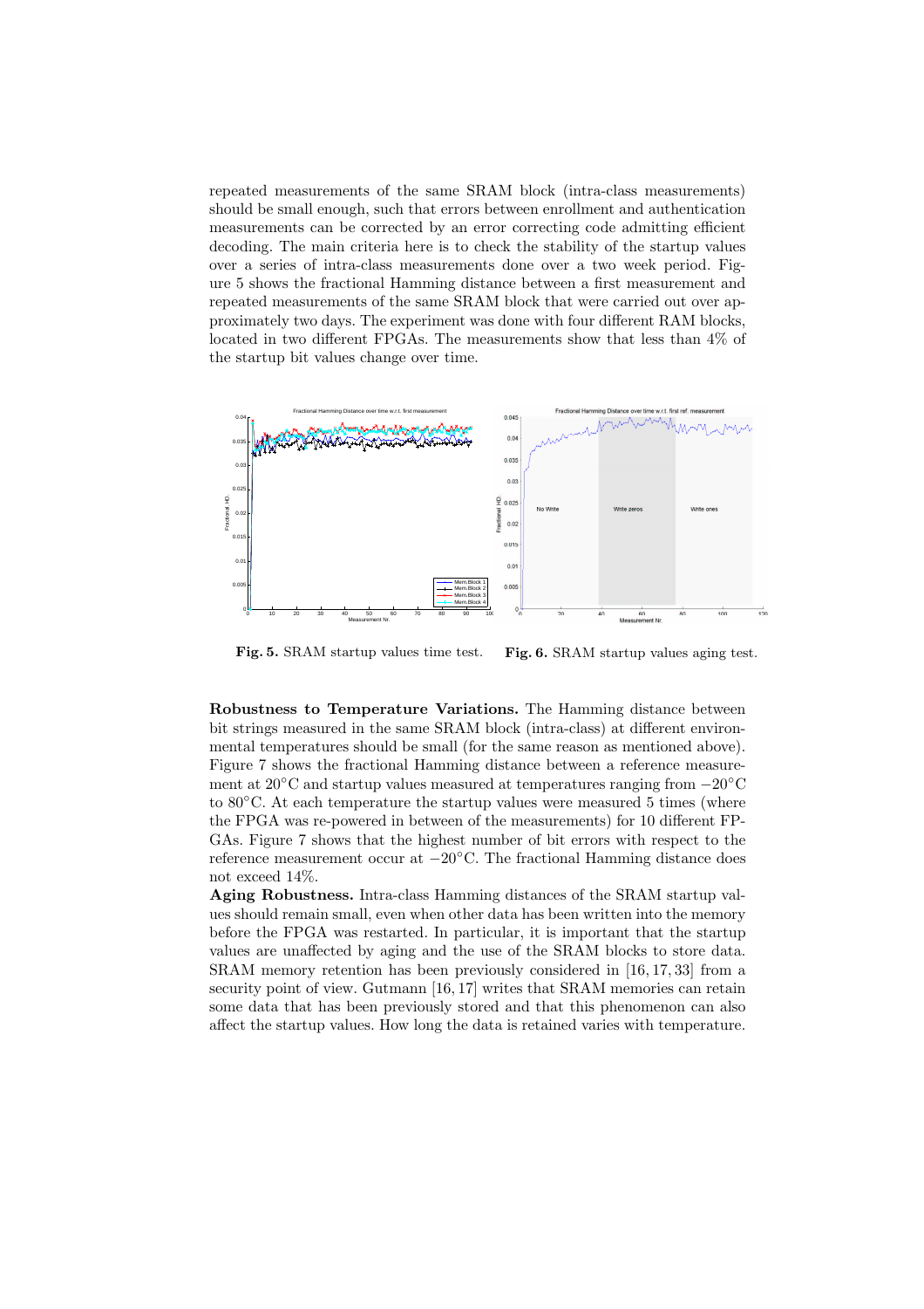repeated measurements of the same SRAM block (intra-class measurements) should be small enough, such that errors between enrollment and authentication measurements can be corrected by an error correcting code admitting efficient decoding. The main criteria here is to check the stability of the startup values over a series of intra-class measurements done over a two week period. Figure 5 shows the fractional Hamming distance between a first measurement and repeated measurements of the same SRAM block that were carried out over approximately two days. The experiment was done with four different RAM blocks, located in two different FPGAs. The measurements show that less than 4% of the startup bit values change over time.

**Fig. 5.** SRAM startup values time test.

**Fig. 6.** SRAM startup values aging test.

**Robustness to Temperature Variations.** The Hamming distance between bit strings measured in the same SRAM block (intra-class) at different environmental temperatures should be small (for the same reason as mentioned above). Figure 7 shows the fractional Hamming distance between a reference measurement at 20°C and startup values measured at temperatures ranging from −20°C to 80°C. At each temperature the startup values were measured 5 times (where the FPGA was re-powered in between of the measurements) for 10 different FPGAs. Figure 7 shows that the highest number of bit errors with respect to the reference measurement occur at −20°C. The fractional Hamming distance does not exceed 14%.

**Aging Robustness.** Intra-class Hamming distances of the SRAM startup values should remain small, even when other data has been written into the memory before the FPGA was restarted. In particular, it is important that the startup values are unaffected by aging and the use of the SRAM blocks to store data. SRAM memory retention has been previously considered in [16, 17, 33] from a security point of view. Gutmann [16, 17] writes that SRAM memories can retain some data that has been previously stored and that this phenomenon can also affect the startup values. How long the data is retained varies with temperature.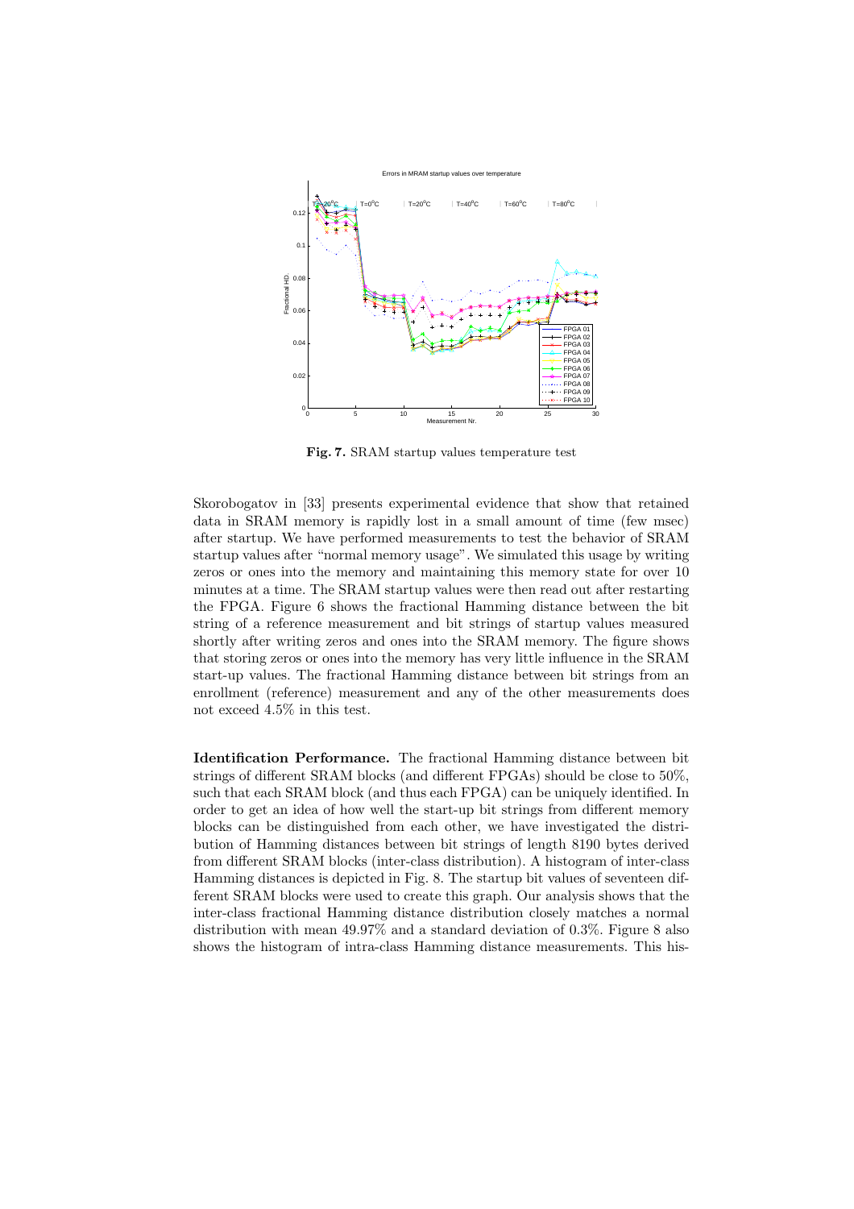Fig. 7. SRAM startup values temperature test

Skorobogatov in [33] presents experimental evidence that show that retained data in SRAM memory is rapidly lost in a small amount of time (few msec) after startup. We have performed measurements to test the behavior of SRAM startup values after "normal memory usage". We simulated this usage by writing zeros or ones into the memory and maintaining this memory state for over 10 minutes at a time. The SRAM startup values were then read out after restarting the FPGA. Figure 6 shows the fractional Hamming distance between the bit string of a reference measurement and bit strings of startup values measured shortly after writing zeros and ones into the SRAM memory. The figure shows that storing zeros or ones into the memory has very little influence in the SRAM start-up values. The fractional Hamming distance between bit strings from an enrollment (reference) measurement and any of the other measurements does not exceed 4.5% in this test.

**Identification Performance.** The fractional Hamming distance between bit strings of different SRAM blocks (and different FPGAs) should be close to 50%, such that each SRAM block (and thus each FPGA) can be uniquely identified. In order to get an idea of how well the start-up bit strings from different memory blocks can be distinguished from each other, we have investigated the distribution of Hamming distances between bit strings of length 8190 bytes derived from different SRAM blocks (inter-class distribution). A histogram of inter-class Hamming distances is depicted in Fig. 8. The startup bit values of seventeen different SRAM blocks were used to create this graph. Our analysis shows that the inter-class fractional Hamming distance distribution closely matches a normal distribution with mean 49.97% and a standard deviation of 0.3%. Figure 8 also shows the histogram of intra-class Hamming distance measurements. This his-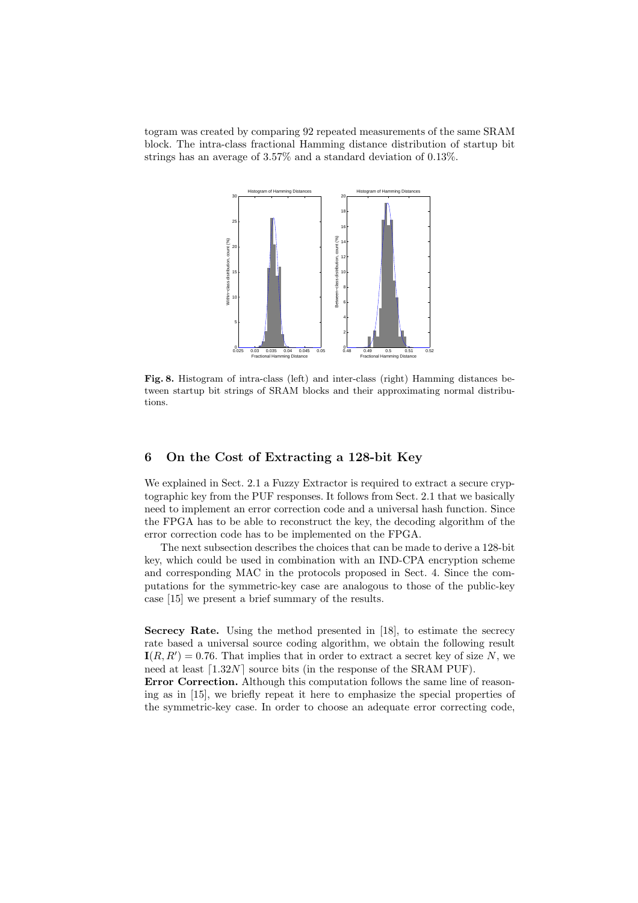togram was created by comparing 92 repeated measurements of the same SRAM block. The intra-class fractional Hamming distance distribution of startup bit strings has an average of 3.57% and a standard deviation of 0.13%.

**Fig. 8.** Histogram of intra-class (left) and inter-class (right) Hamming distances between startup bit strings of SRAM blocks and their approximating normal distributions.

## 6 On the Cost of Extracting a 128-bit Key

We explained in Sect. 2.1 a Fuzzy Extractor is required to extract a secure cryptographic key from the PUF responses. It follows from Sect. 2.1 that we basically need to implement an error correction code and a universal hash function. Since the FPGA has to be able to reconstruct the key, the decoding algorithm of the error correction code has to be implemented on the FPGA.

The next subsection describes the choices that can be made to derive a 128-bit key, which could be used in combination with an IND-CPA encryption scheme and corresponding MAC in the protocols proposed in Sect. 4. Since the computations for the symmetric-key case are analogous to those of the public-key case [15] we present a brief summary of the results.

**Secrecy Rate.** Using the method presented in [18], to estimate the secrecy rate based a universal source coding algorithm, we obtain the following result $\mathbf{I}(R, R') = 0.76$. That implies that in order to extract a secret key of size $N$, we need at least $\lceil 1.32N \rceil$ source bits (in the response of the SRAM PUF).

**Error Correction.** Although this computation follows the same line of reasoning as in [15], we briefly repeat it here to emphasize the special properties of the symmetric-key case. In order to choose an adequate error correcting code,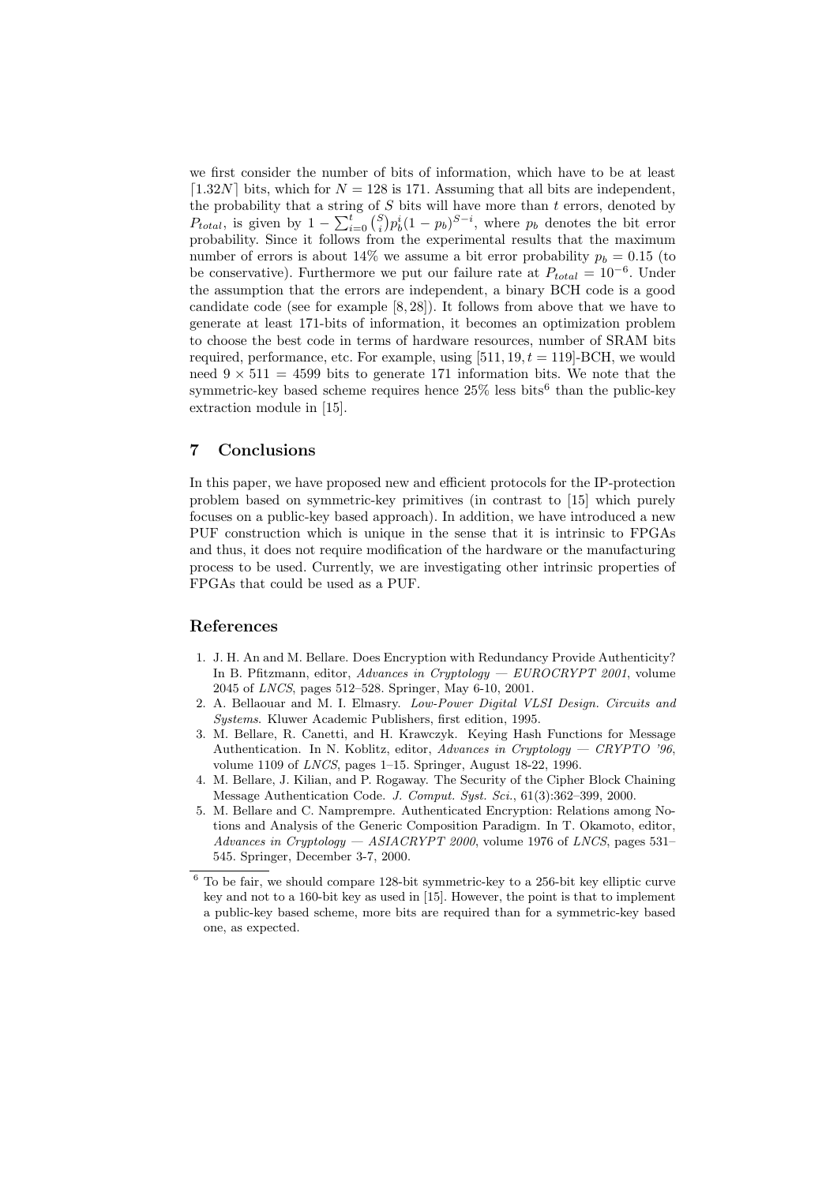we first consider the number of bits of information, which have to be at least $\lceil 1.32N \rceil$ bits, which for $N = 128$ is 171. Assuming that all bits are independent, the probability that a string of $S$ bits will have more than $t$ errors, denoted by $P_{total}$, is given by $1 - \sum_{i=0}^{t} \binom{S}{i} p_b^i (1-p_b)^{S-i}$, where $p_b$ denotes the bit error probability. Since it follows from the experimental results that the maximum number of errors is about 14% we assume a bit error probability $p_b = 0.15$ (to be conservative). Furthermore we put our failure rate at $P_{total} = 10^{-6}$. Under the assumption that the errors are independent, a binary BCH code is a good candidate code (see for example [8, 28]). It follows from above that we have to generate at least 171-bits of information, it becomes an optimization problem to choose the best code in terms of hardware resources, number of SRAM bits required, performance, etc. For example, using $[511, 19, t = 119]$-BCH, we would need $9 \times 511 = 4599$ bits to generate 171 information bits. We note that the symmetric-key based scheme requires hence 25% less bits[6] than the public-key extraction module in [15].

## 7 Conclusions

In this paper, we have proposed new and efficient protocols for the IP-protection problem based on symmetric-key primitives (in contrast to [15] which purely focuses on a public-key based approach). In addition, we have introduced a new PUF construction which is unique in the sense that it is intrinsic to FPGAs and thus, it does not require modification of the hardware or the manufacturing process to be used. Currently, we are investigating other intrinsic properties of FPGAs that could be used as a PUF.

## References

1. J. H. An and M. Bellare. Does Encryption with Redundancy Provide Authenticity? In B. Pfitzmann, editor, *Advances in Cryptology — EUROCRYPT 2001*, volume 2045 of *LNCS*, pages 512–528. Springer, May 6-10, 2001.
2. A. Bellaouar and M. I. Elmasry. *Low-Power Digital VLSI Design. Circuits and Systems*. Kluwer Academic Publishers, first edition, 1995.
3. M. Bellare, R. Canetti, and H. Krawczyk. Keying Hash Functions for Message Authentication. In N. Koblitz, editor, *Advances in Cryptology — CRYPTO '96*, volume 1109 of *LNCS*, pages 1–15. Springer, August 18-22, 1996.
4. M. Bellare, J. Kilian, and P. Rogaway. The Security of the Cipher Block Chaining Message Authentication Code. *J. Comput. Syst. Sci.*, 61(3):362–399, 2000.
5. M. Bellare and C. Namprempre. Authenticated Encryption: Relations among Notions and Analysis of the Generic Composition Paradigm. In T. Okamoto, editor, *Advances in Cryptology — ASIACRYPT 2000*, volume 1976 of *LNCS*, pages 531–545. Springer, December 3-7, 2000.

[6] To be fair, we should compare 128-bit symmetric-key to a 256-bit key elliptic curve key and not to a 160-bit key as used in [15]. However, the point is that to implement a public-key based scheme, more bits are required than for a symmetric-key based one, as expected.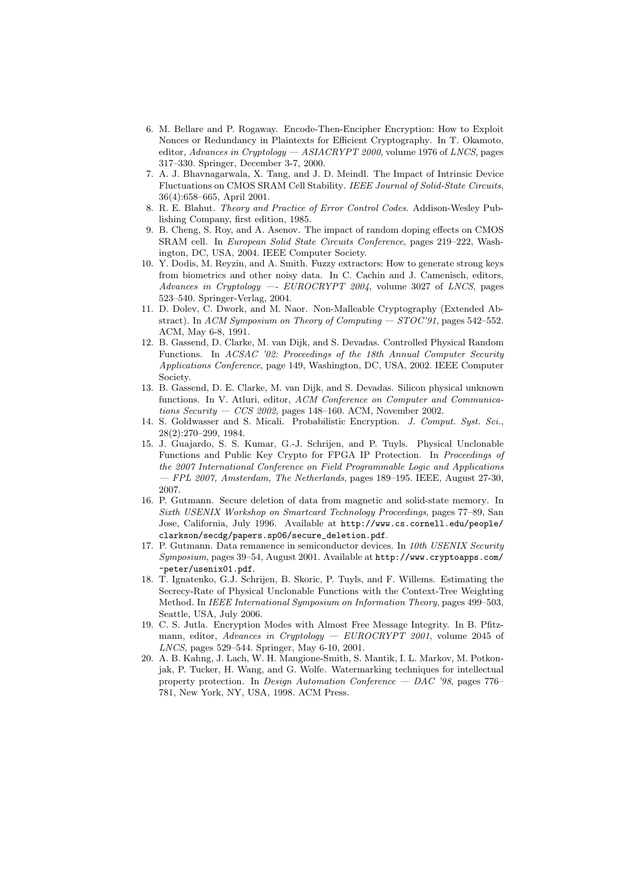6. M. Bellare and P. Rogaway. Encode-Then-Encipher Encryption: How to Exploit Nonces or Redundancy in Plaintexts for Efficient Cryptography. In T. Okamoto, editor, *Advances in Cryptology — ASIACRYPT 2000*, volume 1976 of *LNCS*, pages 317–330. Springer, December 3-7, 2000.
7. A. J. Bhavnagarwala, X. Tang, and J. D. Meindl. The Impact of Intrinsic Device Fluctuations on CMOS SRAM Cell Stability. *IEEE Journal of Solid-State Circuits*, 36(4):658–665, April 2001.
8. R. E. Blahut. *Theory and Practice of Error Control Codes*. Addison-Wesley Publishing Company, first edition, 1985.
9. B. Cheng, S. Roy, and A. Asenov. The impact of random doping effects on CMOS SRAM cell. In *European Solid State Circuits Conference*, pages 219–222, Washington, DC, USA, 2004. IEEE Computer Society.
10. Y. Dodis, M. Reyzin, and A. Smith. Fuzzy extractors: How to generate strong keys from biometrics and other noisy data. In C. Cachin and J. Camenisch, editors, *Advances in Cryptology —- EUROCRYPT 2004*, volume 3027 of *LNCS*, pages 523–540. Springer-Verlag, 2004.
11. D. Dolev, C. Dwork, and M. Naor. Non-Malleable Cryptography (Extended Abstract). In *ACM Symposium on Theory of Computing — STOC'91*, pages 542–552. ACM, May 6-8, 1991.
12. B. Gassend, D. Clarke, M. van Dijk, and S. Devadas. Controlled Physical Random Functions. In *ACSAC '02: Proceedings of the 18th Annual Computer Security Applications Conference*, page 149, Washington, DC, USA, 2002. IEEE Computer Society.
13. B. Gassend, D. E. Clarke, M. van Dijk, and S. Devadas. Silicon physical unknown functions. In V. Atluri, editor, *ACM Conference on Computer and Communications Security — CCS 2002*, pages 148–160. ACM, November 2002.
14. S. Goldwasser and S. Micali. Probabilistic Encryption. *J. Comput. Syst. Sci.*, 28(2):270–299, 1984.
15. J. Guajardo, S. S. Kumar, G.-J. Schrijen, and P. Tuyls. Physical Unclonable Functions and Public Key Crypto for FPGA IP Protection. In *Proceedings of the 2007 International Conference on Field Programmable Logic and Applications — FPL 2007, Amsterdam, The Netherlands*, pages 189–195. IEEE, August 27-30, 2007.
16. P. Gutmann. Secure deletion of data from magnetic and solid-state memory. In *Sixth USENIX Workshop on Smartcard Technology Proceedings*, pages 77–89, San Jose, California, July 1996. Available at `http://www.cs.cornell.edu/people/clarkson/secdg/papers.sp06/secure_deletion.pdf`.
17. P. Gutmann. Data remanence in semiconductor devices. In *10th USENIX Security Symposium*, pages 39–54, August 2001. Available at `http://www.cryptoapps.com/~peter/usenix01.pdf`.
18. T. Ignatenko, G.J. Schrijen, B. Skoric, P. Tuyls, and F. Willems. Estimating the Secrecy-Rate of Physical Unclonable Functions with the Context-Tree Weighting Method. In *IEEE International Symposium on Information Theory*, pages 499–503, Seattle, USA, July 2006.
19. C. S. Jutla. Encryption Modes with Almost Free Message Integrity. In B. Pfitzmann, editor, *Advances in Cryptology — EUROCRYPT 2001*, volume 2045 of *LNCS*, pages 529–544. Springer, May 6-10, 2001.
20. A. B. Kahng, J. Lach, W. H. Mangione-Smith, S. Mantik, I. L. Markov, M. Potkonjak, P. Tucker, H. Wang, and G. Wolfe. Watermarking techniques for intellectual property protection. In *Design Automation Conference — DAC '98*, pages 776–781, New York, NY, USA, 1998. ACM Press.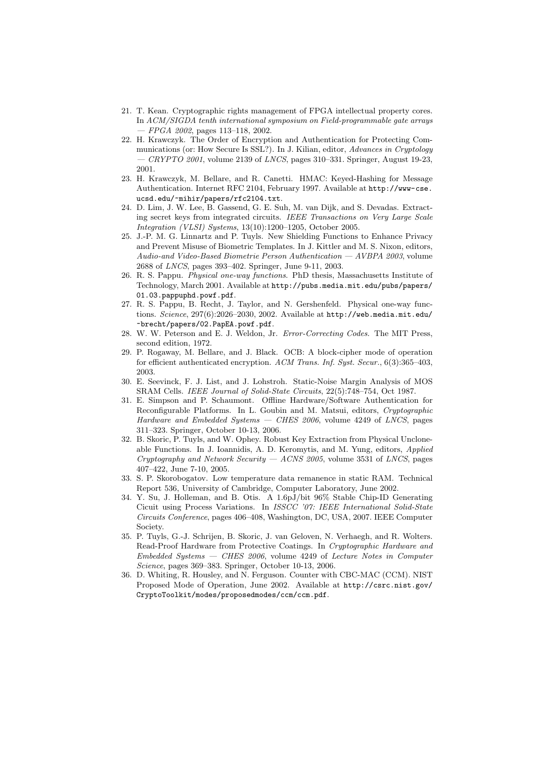21. T. Kean. Cryptographic rights management of FPGA intellectual property cores. In *ACM/SIGDA tenth international symposium on Field-programmable gate arrays — FPGA 2002*, pages 113–118, 2002.
22. H. Krawczyk. The Order of Encryption and Authentication for Protecting Communications (or: How Secure Is SSL?). In J. Kilian, editor, *Advances in Cryptology — CRYPTO 2001*, volume 2139 of *LNCS*, pages 310–331. Springer, August 19-23, 2001.
23. H. Krawczyk, M. Bellare, and R. Canetti. HMAC: Keyed-Hashing for Message Authentication. Internet RFC 2104, February 1997. Available at `http://www-cse.ucsd.edu/~mihir/papers/rfc2104.txt`.
24. D. Lim, J. W. Lee, B. Gassend, G. E. Suh, M. van Dijk, and S. Devadas. Extracting secret keys from integrated circuits. *IEEE Transactions on Very Large Scale Integration (VLSI) Systems*, 13(10):1200–1205, October 2005.
25. J.-P. M. G. Linnartz and P. Tuyls. New Shielding Functions to Enhance Privacy and Prevent Misuse of Biometric Templates. In J. Kittler and M. S. Nixon, editors, *Audio-and Video-Based Biometrie Person Authentication — AVBPA 2003*, volume 2688 of *LNCS*, pages 393–402. Springer, June 9-11, 2003.
26. R. S. Pappu. *Physical one-way functions*. PhD thesis, Massachusetts Institute of Technology, March 2001. Available at `http://pubs.media.mit.edu/pubs/papers/01.03.pappuphd.powf.pdf`.
27. R. S. Pappu, B. Recht, J. Taylor, and N. Gershenfeld. Physical one-way functions. *Science*, 297(6):2026–2030, 2002. Available at `http://web.media.mit.edu/~brecht/papers/02.PapEA.powf.pdf`.
28. W. W. Peterson and E. J. Weldon, Jr. *Error-Correcting Codes*. The MIT Press, second edition, 1972.
29. P. Rogaway, M. Bellare, and J. Black. OCB: A block-cipher mode of operation for efficient authenticated encryption. *ACM Trans. Inf. Syst. Secur.*, 6(3):365–403, 2003.
30. E. Seevinck, F. J. List, and J. Lohstroh. Static-Noise Margin Analysis of MOS SRAM Cells. *IEEE Journal of Solid-State Circuits*, 22(5):748–754, Oct 1987.
31. E. Simpson and P. Schaumont. Offline Hardware/Software Authentication for Reconfigurable Platforms. In L. Goubin and M. Matsui, editors, *Cryptographic Hardware and Embedded Systems — CHES 2006*, volume 4249 of *LNCS*, pages 311–323. Springer, October 10-13, 2006.
32. B. Skoric, P. Tuyls, and W. Ophey. Robust Key Extraction from Physical Uncloneable Functions. In J. Ioannidis, A. D. Keromytis, and M. Yung, editors, *Applied Cryptography and Network Security — ACNS 2005*, volume 3531 of *LNCS*, pages 407–422, June 7-10, 2005.
33. S. P. Skorobogatov. Low temperature data remanence in static RAM. Technical Report 536, University of Cambridge, Computer Laboratory, June 2002.
34. Y. Su, J. Holleman, and B. Otis. A 1.6pJ/bit 96% Stable Chip-ID Generating Cicuit using Process Variations. In *ISSCC '07: IEEE International Solid-State Circuits Conference*, pages 406–408, Washington, DC, USA, 2007. IEEE Computer Society.
35. P. Tuyls, G.-J. Schrijen, B. Skoric, J. van Geloven, N. Verhaegh, and R. Wolters. Read-Proof Hardware from Protective Coatings. In *Cryptographic Hardware and Embedded Systems — CHES 2006*, volume 4249 of *Lecture Notes in Computer Science*, pages 369–383. Springer, October 10-13, 2006.
36. D. Whiting, R. Housley, and N. Ferguson. Counter with CBC-MAC (CCM). NIST Proposed Mode of Operation, June 2002. Available at `http://csrc.nist.gov/CryptoToolkit/modes/proposedmodes/ccm/ccm.pdf`.